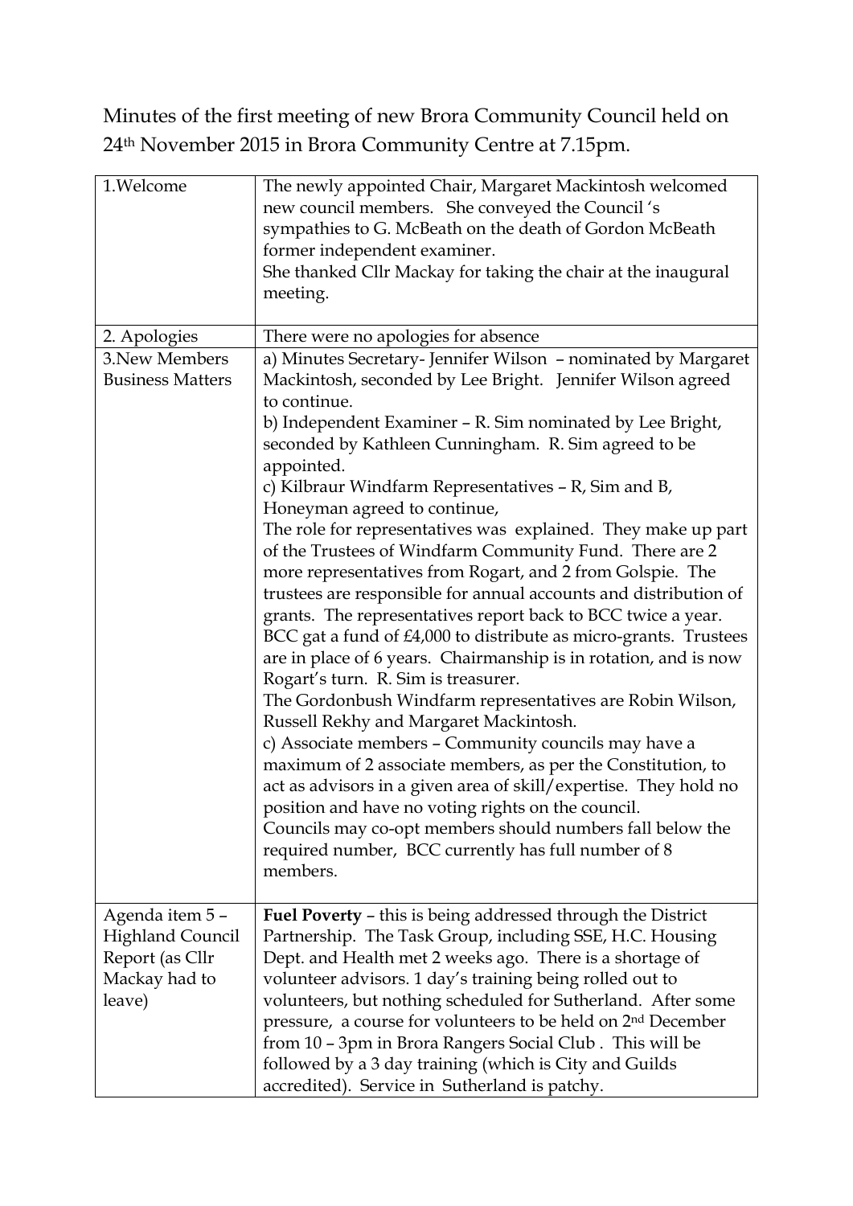Minutes of the first meeting of new Brora Community Council held on 24th November 2015 in Brora Community Centre at 7.15pm.

| | |
|---|---|
| 1.Welcome | The newly appointed Chair, Margaret Mackintosh welcomed new council members. She conveyed the Council 's sympathies to G. McBeath on the death of Gordon McBeath former independent examiner.<br>She thanked Cllr Mackay for taking the chair at the inaugural meeting. |
| 2. Apologies | There were no apologies for absence |
| 3.New Members Business Matters | a) Minutes Secretary- Jennifer Wilson – nominated by Margaret Mackintosh, seconded by Lee Bright. Jennifer Wilson agreed to continue.<br>b) Independent Examiner – R. Sim nominated by Lee Bright, seconded by Kathleen Cunningham. R. Sim agreed to be appointed.<br>c) Kilbraur Windfarm Representatives – R, Sim and B, Honeyman agreed to continue,<br>The role for representatives was explained. They make up part of the Trustees of Windfarm Community Fund. There are 2 more representatives from Rogart, and 2 from Golspie. The trustees are responsible for annual accounts and distribution of grants. The representatives report back to BCC twice a year. BCC gat a fund of £4,000 to distribute as micro-grants. Trustees are in place of 6 years. Chairmanship is in rotation, and is now Rogart's turn. R. Sim is treasurer.<br>The Gordonbush Windfarm representatives are Robin Wilson, Russell Rekhy and Margaret Mackintosh.<br>c) Associate members – Community councils may have a maximum of 2 associate members, as per the Constitution, to act as advisors in a given area of skill/expertise. They hold no position and have no voting rights on the council.<br>Councils may co-opt members should numbers fall below the required number, BCC currently has full number of 8 members. |
| Agenda item 5 – Highland Council Report (as Cllr Mackay had to leave) | **Fuel Poverty** – this is being addressed through the District Partnership. The Task Group, including SSE, H.C. Housing Dept. and Health met 2 weeks ago. There is a shortage of volunteer advisors. 1 day's training being rolled out to volunteers, but nothing scheduled for Sutherland. After some pressure, a course for volunteers to be held on 2nd December from 10 – 3pm in Brora Rangers Social Club . This will be followed by a 3 day training (which is City and Guilds accredited). Service in Sutherland is patchy. |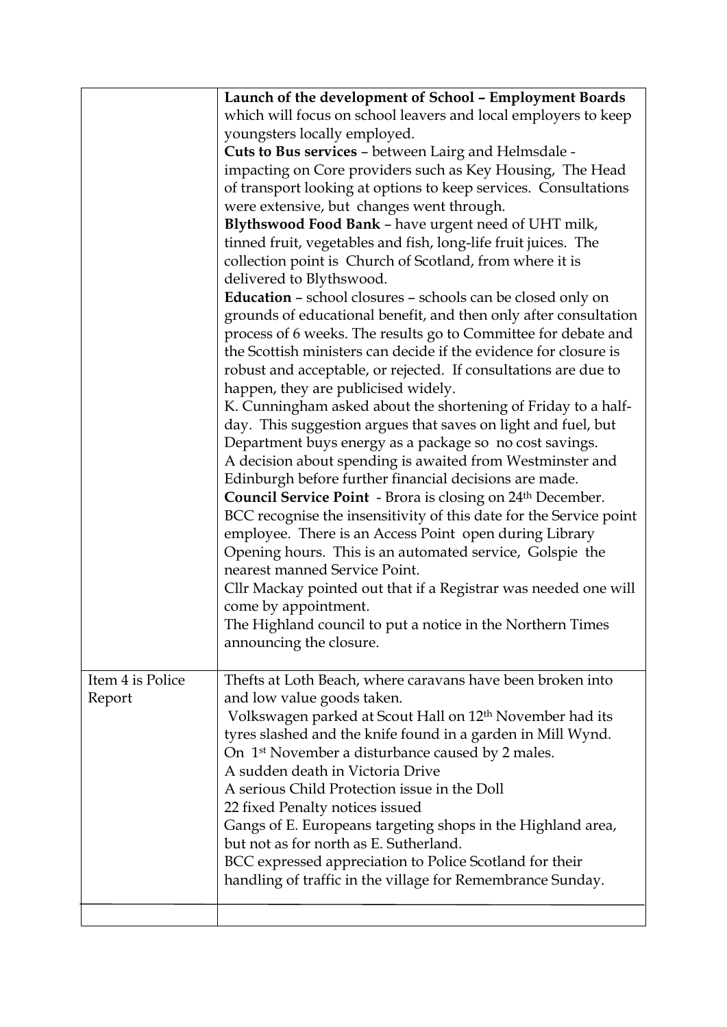| | |
|---|---|
| | **Launch of the development of School – Employment Boards** which will focus on school leavers and local employers to keep youngsters locally employed.<br>**Cuts to Bus services** – between Lairg and Helmsdale - impacting on Core providers such as Key Housing, The Head of transport looking at options to keep services. Consultations were extensive, but changes went through.<br>**Blythswood Food Bank** – have urgent need of UHT milk, tinned fruit, vegetables and fish, long-life fruit juices. The collection point is Church of Scotland, from where it is delivered to Blythswood.<br>**Education** – school closures – schools can be closed only on grounds of educational benefit, and then only after consultation process of 6 weeks. The results go to Committee for debate and the Scottish ministers can decide if the evidence for closure is robust and acceptable, or rejected. If consultations are due to happen, they are publicised widely.<br>K. Cunningham asked about the shortening of Friday to a half-day. This suggestion argues that saves on light and fuel, but Department buys energy as a package so no cost savings.<br>A decision about spending is awaited from Westminster and Edinburgh before further financial decisions are made.<br>**Council Service Point** - Brora is closing on 24th December. BCC recognise the insensitivity of this date for the Service point employee. There is an Access Point open during Library Opening hours. This is an automated service, Golspie the nearest manned Service Point.<br>Cllr Mackay pointed out that if a Registrar was needed one will come by appointment.<br>The Highland council to put a notice in the Northern Times announcing the closure. |
| Item 4 is Police Report | Thefts at Loth Beach, where caravans have been broken into and low value goods taken.<br>Volkswagen parked at Scout Hall on 12th November had its tyres slashed and the knife found in a garden in Mill Wynd.<br>On 1st November a disturbance caused by 2 males.<br>A sudden death in Victoria Drive<br>A serious Child Protection issue in the Doll<br>22 fixed Penalty notices issued<br>Gangs of E. Europeans targeting shops in the Highland area, but not as for north as E. Sutherland.<br>BCC expressed appreciation to Police Scotland for their handling of traffic in the village for Remembrance Sunday. |
| | |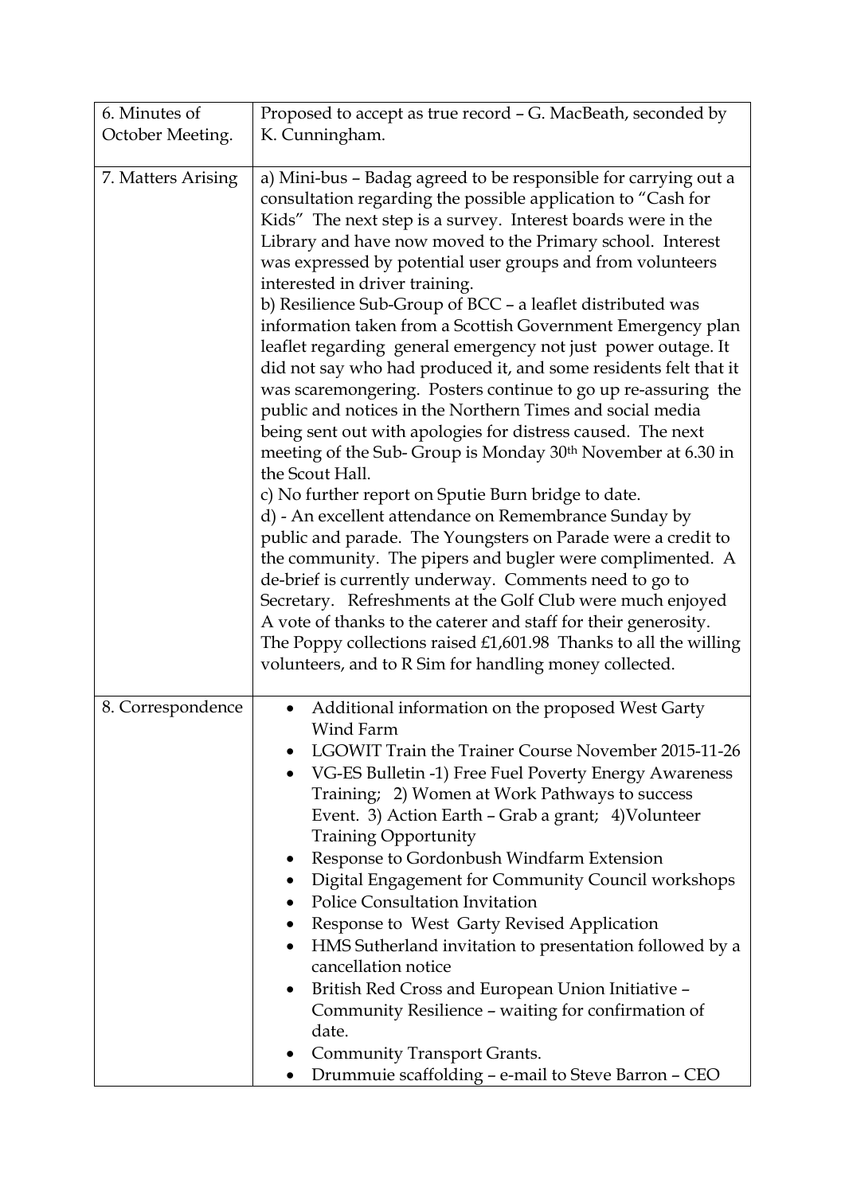| | |
|---|---|
| 6. Minutes of October Meeting. | Proposed to accept as true record – G. MacBeath, seconded by K. Cunningham. |
| 7. Matters Arising | a) Mini-bus – Badag agreed to be responsible for carrying out a consultation regarding the possible application to "Cash for Kids" The next step is a survey. Interest boards were in the Library and have now moved to the Primary school. Interest was expressed by potential user groups and from volunteers interested in driver training.<br>b) Resilience Sub-Group of BCC – a leaflet distributed was information taken from a Scottish Government Emergency plan leaflet regarding general emergency not just power outage. It did not say who had produced it, and some residents felt that it was scaremongering. Posters continue to go up re-assuring the public and notices in the Northern Times and social media being sent out with apologies for distress caused. The next meeting of the Sub- Group is Monday 30th November at 6.30 in the Scout Hall.<br>c) No further report on Sputie Burn bridge to date.<br>d) - An excellent attendance on Remembrance Sunday by public and parade. The Youngsters on Parade were a credit to the community. The pipers and bugler were complimented. A de-brief is currently underway. Comments need to go to Secretary. Refreshments at the Golf Club were much enjoyed A vote of thanks to the caterer and staff for their generosity. The Poppy collections raised £1,601.98 Thanks to all the willing volunteers, and to R Sim for handling money collected. |
| 8. Correspondence | • Additional information on the proposed West Garty Wind Farm<br>• LGOWIT Train the Trainer Course November 2015-11-26<br>• VG-ES Bulletin -1) Free Fuel Poverty Energy Awareness Training; 2) Women at Work Pathways to success Event. 3) Action Earth – Grab a grant; 4)Volunteer Training Opportunity<br>• Response to Gordonbush Windfarm Extension<br>• Digital Engagement for Community Council workshops<br>• Police Consultation Invitation<br>• Response to West Garty Revised Application<br>• HMS Sutherland invitation to presentation followed by a cancellation notice<br>• British Red Cross and European Union Initiative – Community Resilience – waiting for confirmation of date.<br>• Community Transport Grants.<br>• Drummuie scaffolding – e-mail to Steve Barron – CEO |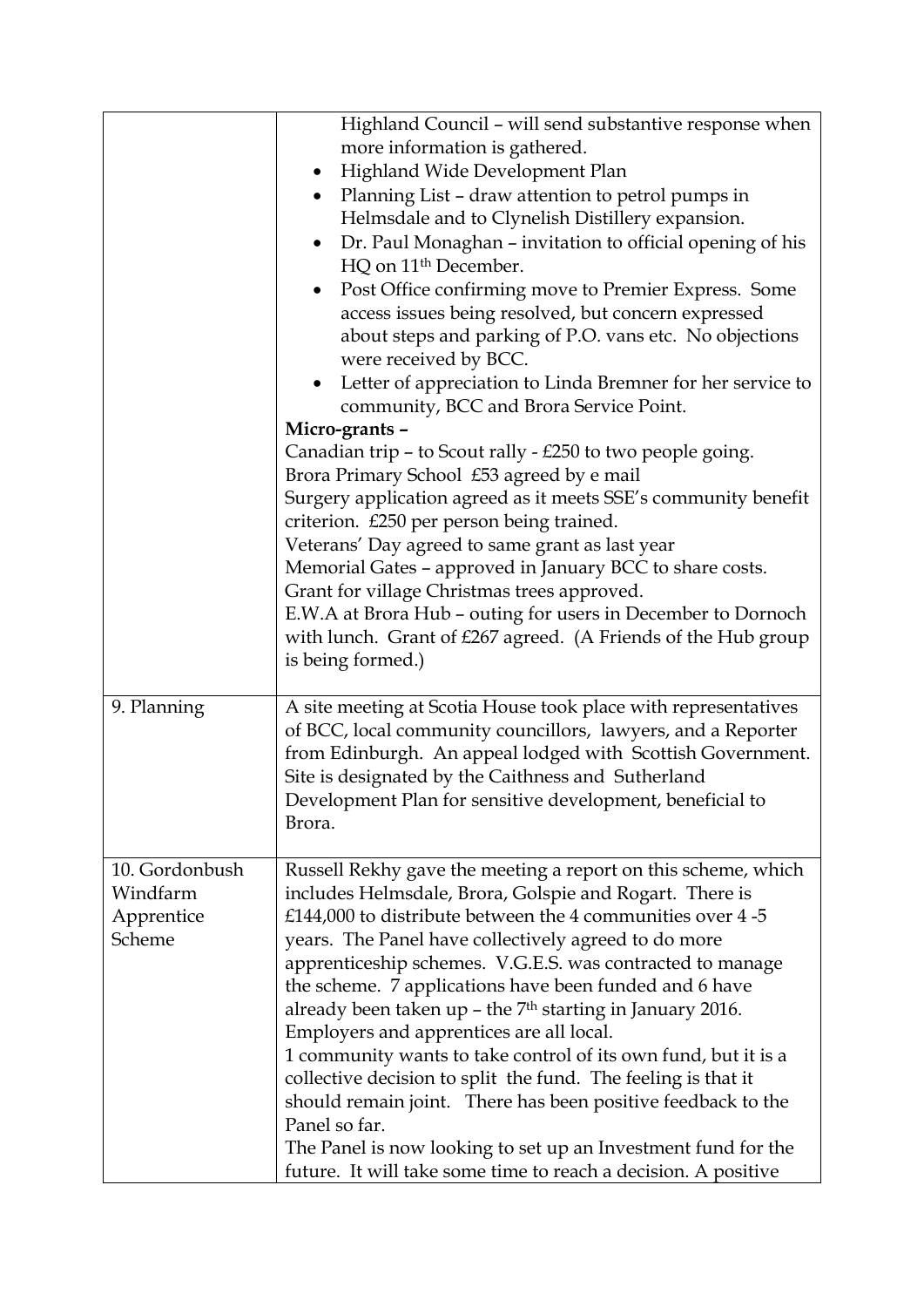| | |
|---|---|
| | Highland Council – will send substantive response when more information is gathered.<br>• Highland Wide Development Plan<br>• Planning List – draw attention to petrol pumps in Helmsdale and to Clynelish Distillery expansion.<br>• Dr. Paul Monaghan – invitation to official opening of his HQ on 11th December.<br>• Post Office confirming move to Premier Express. Some access issues being resolved, but concern expressed about steps and parking of P.O. vans etc. No objections were received by BCC.<br>• Letter of appreciation to Linda Bremner for her service to community, BCC and Brora Service Point.<br>**Micro-grants –**<br>Canadian trip – to Scout rally - £250 to two people going.<br>Brora Primary School £53 agreed by e mail<br>Surgery application agreed as it meets SSE's community benefit criterion. £250 per person being trained.<br>Veterans' Day agreed to same grant as last year<br>Memorial Gates – approved in January BCC to share costs.<br>Grant for village Christmas trees approved.<br>E.W.A at Brora Hub – outing for users in December to Dornoch with lunch. Grant of £267 agreed. (A Friends of the Hub group is being formed.) |
| 9. Planning | A site meeting at Scotia House took place with representatives of BCC, local community councillors, lawyers, and a Reporter from Edinburgh. An appeal lodged with Scottish Government. Site is designated by the Caithness and Sutherland Development Plan for sensitive development, beneficial to Brora. |
| 10. Gordonbush Windfarm Apprentice Scheme | Russell Rekhy gave the meeting a report on this scheme, which includes Helmsdale, Brora, Golspie and Rogart. There is £144,000 to distribute between the 4 communities over 4 -5 years. The Panel have collectively agreed to do more apprenticeship schemes. V.G.E.S. was contracted to manage the scheme. 7 applications have been funded and 6 have already been taken up – the 7th starting in January 2016. Employers and apprentices are all local.<br>1 community wants to take control of its own fund, but it is a collective decision to split the fund. The feeling is that it should remain joint. There has been positive feedback to the Panel so far.<br>The Panel is now looking to set up an Investment fund for the future. It will take some time to reach a decision. A positive |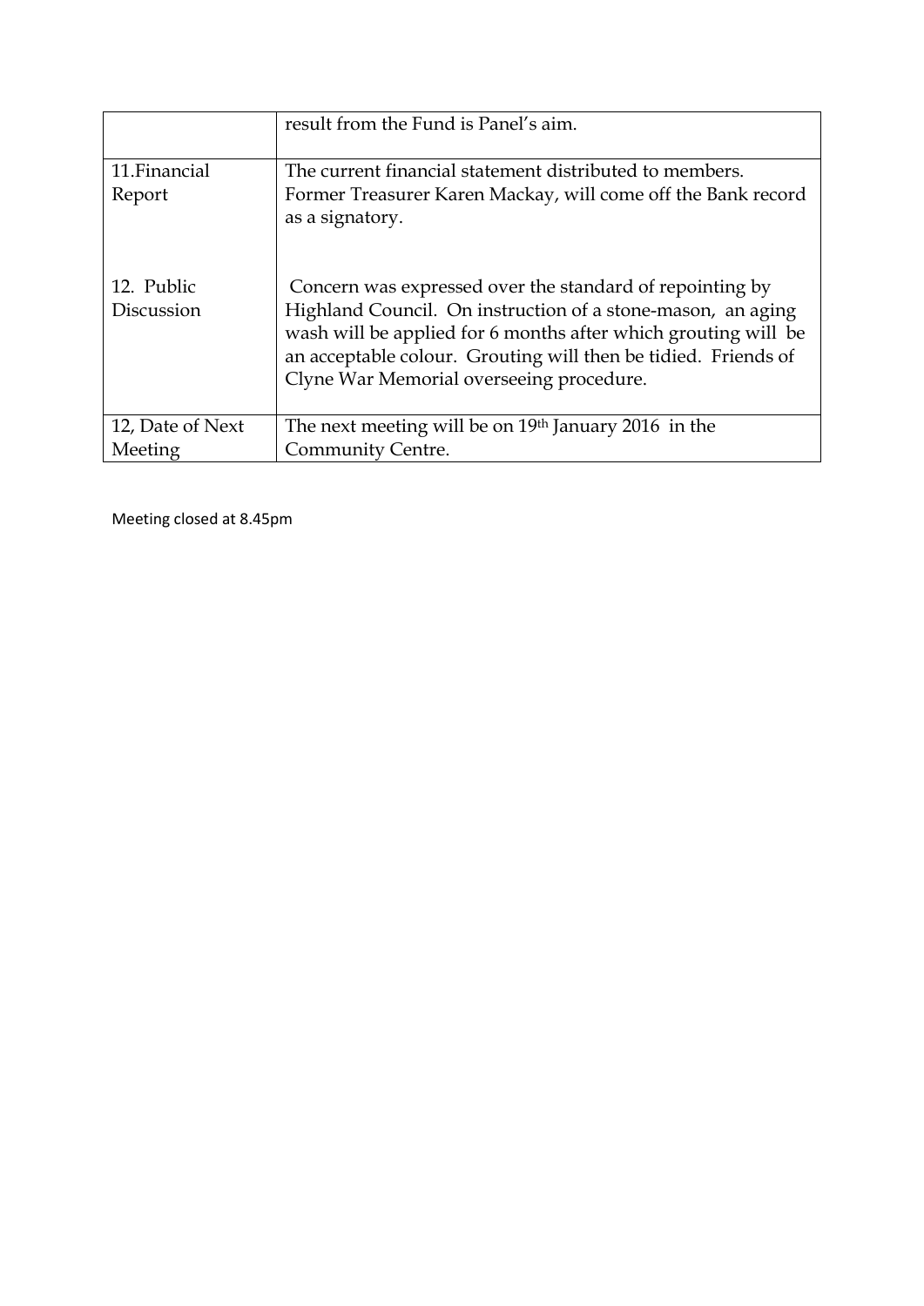| | |
|---|---|
| | result from the Fund is Panel's aim. |
| 11.Financial Report | The current financial statement distributed to members. Former Treasurer Karen Mackay, will come off the Bank record as a signatory. |
| 12. Public Discussion | Concern was expressed over the standard of repointing by Highland Council. On instruction of a stone-mason, an aging wash will be applied for 6 months after which grouting will be an acceptable colour. Grouting will then be tidied. Friends of Clyne War Memorial overseeing procedure. |
| 12, Date of Next Meeting | The next meeting will be on 19th January 2016 in the Community Centre. |

Meeting closed at 8.45pm